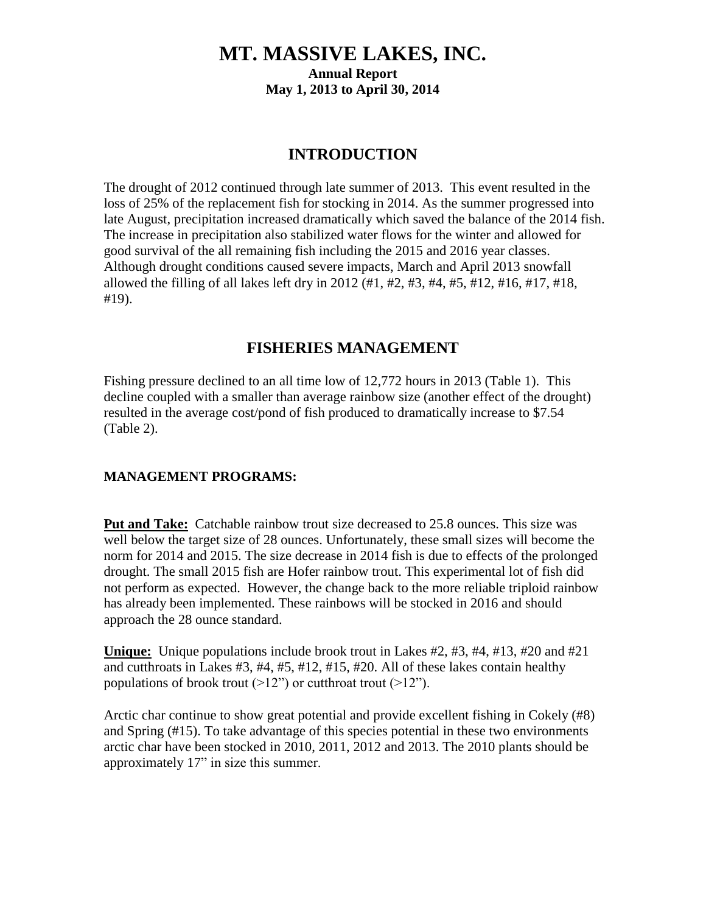# MT. MASSIVE LAKES, INC.

**Annual Report**
**May 1, 2013 to April 30, 2014**

## INTRODUCTION

The drought of 2012 continued through late summer of 2013. This event resulted in the loss of 25% of the replacement fish for stocking in 2014. As the summer progressed into late August, precipitation increased dramatically which saved the balance of the 2014 fish. The increase in precipitation also stabilized water flows for the winter and allowed for good survival of the all remaining fish including the 2015 and 2016 year classes. Although drought conditions caused severe impacts, March and April 2013 snowfall allowed the filling of all lakes left dry in 2012 (#1, #2, #3, #4, #5, #12, #16, #17, #18, #19).

## FISHERIES MANAGEMENT

Fishing pressure declined to an all time low of 12,772 hours in 2013 (Table 1). This decline coupled with a smaller than average rainbow size (another effect of the drought) resulted in the average cost/pond of fish produced to dramatically increase to $7.54 (Table 2).

### MANAGEMENT PROGRAMS:

**<u>Put and Take:</u>** Catchable rainbow trout size decreased to 25.8 ounces. This size was well below the target size of 28 ounces. Unfortunately, these small sizes will become the norm for 2014 and 2015. The size decrease in 2014 fish is due to effects of the prolonged drought. The small 2015 fish are Hofer rainbow trout. This experimental lot of fish did not perform as expected. However, the change back to the more reliable triploid rainbow has already been implemented. These rainbows will be stocked in 2016 and should approach the 28 ounce standard.

**<u>Unique:</u>** Unique populations include brook trout in Lakes #2, #3, #4, #13, #20 and #21 and cutthroats in Lakes #3, #4, #5, #12, #15, #20. All of these lakes contain healthy populations of brook trout (>12") or cutthroat trout (>12").

Arctic char continue to show great potential and provide excellent fishing in Cokely (#8) and Spring (#15). To take advantage of this species potential in these two environments arctic char have been stocked in 2010, 2011, 2012 and 2013. The 2010 plants should be approximately 17" in size this summer.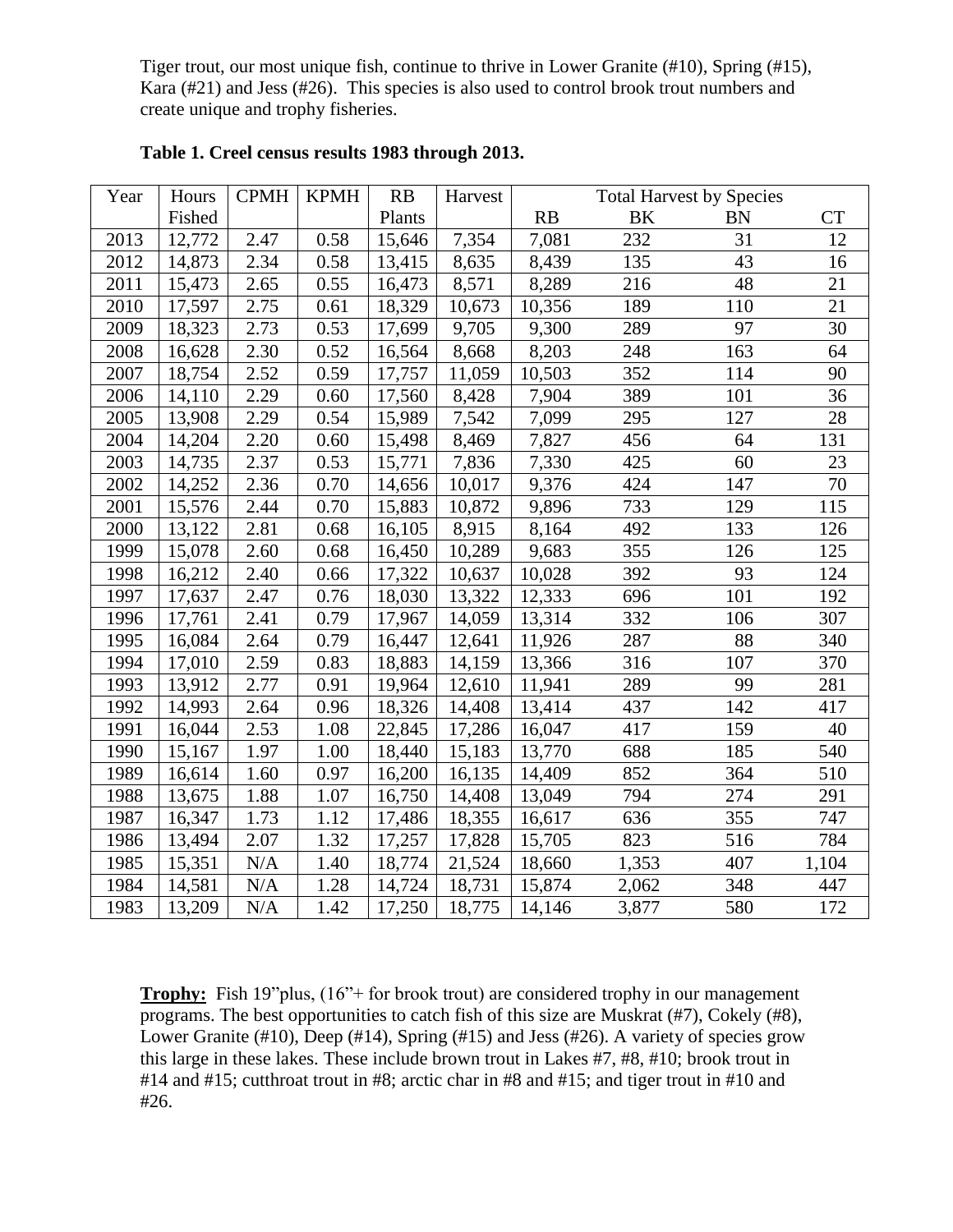Tiger trout, our most unique fish, continue to thrive in Lower Granite (#10), Spring (#15), Kara (#21) and Jess (#26). This species is also used to control brook trout numbers and create unique and trophy fisheries.

**Table 1. Creel census results 1983 through 2013.**

| Year | Hours Fished | CPMH | KPMH | RB Plants | Harvest | Total Harvest by Species | | | |
|---|---|---|---|---|---|---|---|---|---|
| | | | | | | RB | BK | BN | CT |
| 2013 | 12,772 | 2.47 | 0.58 | 15,646 | 7,354 | 7,081 | 232 | 31 | 12 |
| 2012 | 14,873 | 2.34 | 0.58 | 13,415 | 8,635 | 8,439 | 135 | 43 | 16 |
| 2011 | 15,473 | 2.65 | 0.55 | 16,473 | 8,571 | 8,289 | 216 | 48 | 21 |
| 2010 | 17,597 | 2.75 | 0.61 | 18,329 | 10,673 | 10,356 | 189 | 110 | 21 |
| 2009 | 18,323 | 2.73 | 0.53 | 17,699 | 9,705 | 9,300 | 289 | 97 | 30 |
| 2008 | 16,628 | 2.30 | 0.52 | 16,564 | 8,668 | 8,203 | 248 | 163 | 64 |
| 2007 | 18,754 | 2.52 | 0.59 | 17,757 | 11,059 | 10,503 | 352 | 114 | 90 |
| 2006 | 14,110 | 2.29 | 0.60 | 17,560 | 8,428 | 7,904 | 389 | 101 | 36 |
| 2005 | 13,908 | 2.29 | 0.54 | 15,989 | 7,542 | 7,099 | 295 | 127 | 28 |
| 2004 | 14,204 | 2.20 | 0.60 | 15,498 | 8,469 | 7,827 | 456 | 64 | 131 |
| 2003 | 14,735 | 2.37 | 0.53 | 15,771 | 7,836 | 7,330 | 425 | 60 | 23 |
| 2002 | 14,252 | 2.36 | 0.70 | 14,656 | 10,017 | 9,376 | 424 | 147 | 70 |
| 2001 | 15,576 | 2.44 | 0.70 | 15,883 | 10,872 | 9,896 | 733 | 129 | 115 |
| 2000 | 13,122 | 2.81 | 0.68 | 16,105 | 8,915 | 8,164 | 492 | 133 | 126 |
| 1999 | 15,078 | 2.60 | 0.68 | 16,450 | 10,289 | 9,683 | 355 | 126 | 125 |
| 1998 | 16,212 | 2.40 | 0.66 | 17,322 | 10,637 | 10,028 | 392 | 93 | 124 |
| 1997 | 17,637 | 2.47 | 0.76 | 18,030 | 13,322 | 12,333 | 696 | 101 | 192 |
| 1996 | 17,761 | 2.41 | 0.79 | 17,967 | 14,059 | 13,314 | 332 | 106 | 307 |
| 1995 | 16,084 | 2.64 | 0.79 | 16,447 | 12,641 | 11,926 | 287 | 88 | 340 |
| 1994 | 17,010 | 2.59 | 0.83 | 18,883 | 14,159 | 13,366 | 316 | 107 | 370 |
| 1993 | 13,912 | 2.77 | 0.91 | 19,964 | 12,610 | 11,941 | 289 | 99 | 281 |
| 1992 | 14,993 | 2.64 | 0.96 | 18,326 | 14,408 | 13,414 | 437 | 142 | 417 |
| 1991 | 16,044 | 2.53 | 1.08 | 22,845 | 17,286 | 16,047 | 417 | 159 | 40 |
| 1990 | 15,167 | 1.97 | 1.00 | 18,440 | 15,183 | 13,770 | 688 | 185 | 540 |
| 1989 | 16,614 | 1.60 | 0.97 | 16,200 | 16,135 | 14,409 | 852 | 364 | 510 |
| 1988 | 13,675 | 1.88 | 1.07 | 16,750 | 14,408 | 13,049 | 794 | 274 | 291 |
| 1987 | 16,347 | 1.73 | 1.12 | 17,486 | 18,355 | 16,617 | 636 | 355 | 747 |
| 1986 | 13,494 | 2.07 | 1.32 | 17,257 | 17,828 | 15,705 | 823 | 516 | 784 |
| 1985 | 15,351 | N/A | 1.40 | 18,774 | 21,524 | 18,660 | 1,353 | 407 | 1,104 |
| 1984 | 14,581 | N/A | 1.28 | 14,724 | 18,731 | 15,874 | 2,062 | 348 | 447 |
| 1983 | 13,209 | N/A | 1.42 | 17,250 | 18,775 | 14,146 | 3,877 | 580 | 172 |

**Trophy:** Fish 19"plus, (16"+ for brook trout) are considered trophy in our management programs. The best opportunities to catch fish of this size are Muskrat (#7), Cokely (#8), Lower Granite (#10), Deep (#14), Spring (#15) and Jess (#26). A variety of species grow this large in these lakes. These include brown trout in Lakes #7, #8, #10; brook trout in #14 and #15; cutthroat trout in #8; arctic char in #8 and #15; and tiger trout in #10 and #26.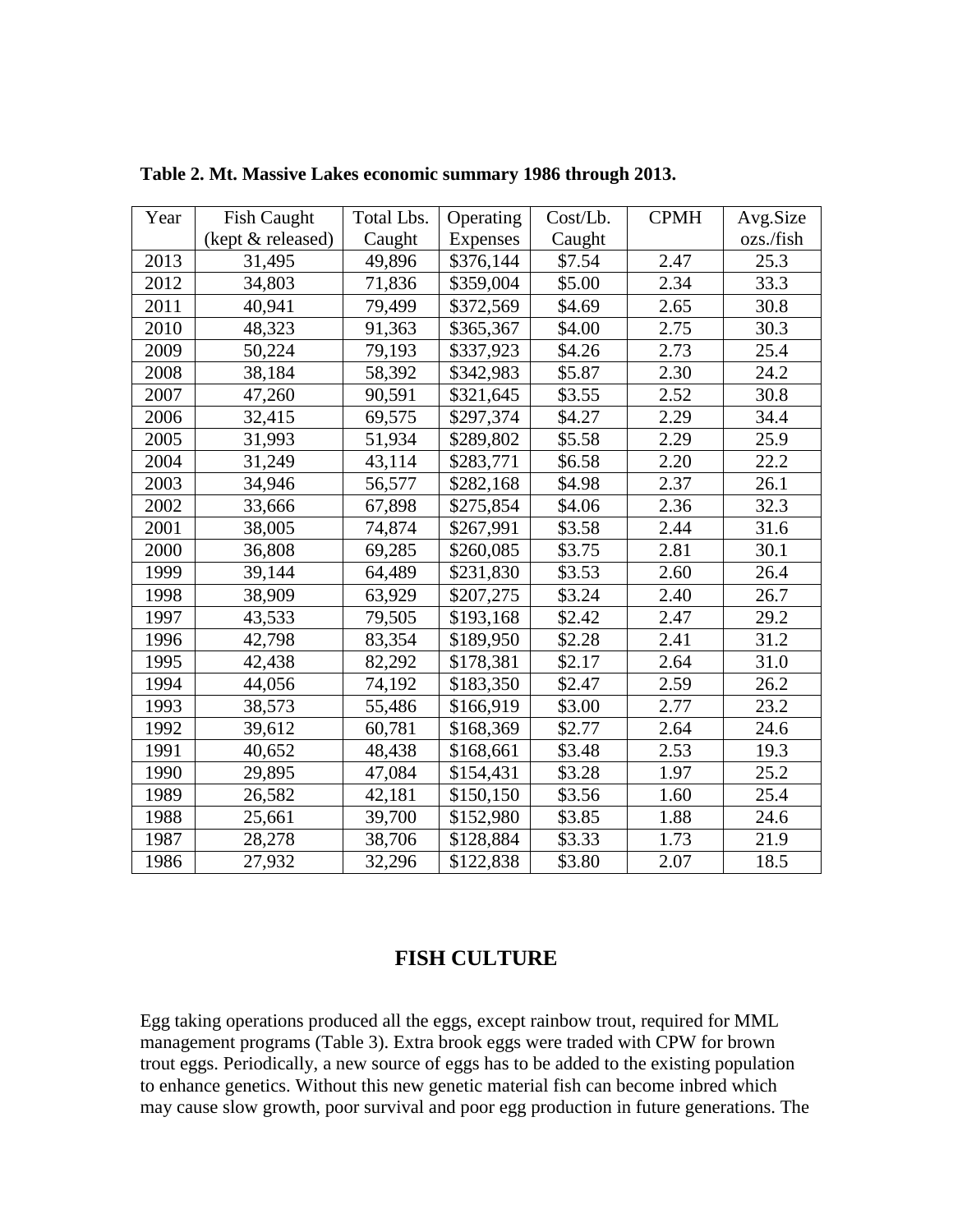**Table 2. Mt. Massive Lakes economic summary 1986 through 2013.**

| Year | Fish Caught (kept & released) | Total Lbs. Caught | Operating Expenses | Cost/Lb. Caught | CPMH | Avg.Size ozs./fish |
|---|---|---|---|---|---|---|
| 2013 | 31,495 | 49,896 | $376,144 | $7.54 | 2.47 | 25.3 |
| 2012 | 34,803 | 71,836 | $359,004 | $5.00 | 2.34 | 33.3 |
| 2011 | 40,941 | 79,499 | $372,569 | $4.69 | 2.65 | 30.8 |
| 2010 | 48,323 | 91,363 | $365,367 | $4.00 | 2.75 | 30.3 |
| 2009 | 50,224 | 79,193 | $337,923 | $4.26 | 2.73 | 25.4 |
| 2008 | 38,184 | 58,392 | $342,983 | $5.87 | 2.30 | 24.2 |
| 2007 | 47,260 | 90,591 | $321,645 | $3.55 | 2.52 | 30.8 |
| 2006 | 32,415 | 69,575 | $297,374 | $4.27 | 2.29 | 34.4 |
| 2005 | 31,993 | 51,934 | $289,802 | $5.58 | 2.29 | 25.9 |
| 2004 | 31,249 | 43,114 | $283,771 | $6.58 | 2.20 | 22.2 |
| 2003 | 34,946 | 56,577 | $282,168 | $4.98 | 2.37 | 26.1 |
| 2002 | 33,666 | 67,898 | $275,854 | $4.06 | 2.36 | 32.3 |
| 2001 | 38,005 | 74,874 | $267,991 | $3.58 | 2.44 | 31.6 |
| 2000 | 36,808 | 69,285 | $260,085 | $3.75 | 2.81 | 30.1 |
| 1999 | 39,144 | 64,489 | $231,830 | $3.53 | 2.60 | 26.4 |
| 1998 | 38,909 | 63,929 | $207,275 | $3.24 | 2.40 | 26.7 |
| 1997 | 43,533 | 79,505 | $193,168 | $2.42 | 2.47 | 29.2 |
| 1996 | 42,798 | 83,354 | $189,950 | $2.28 | 2.41 | 31.2 |
| 1995 | 42,438 | 82,292 | $178,381 | $2.17 | 2.64 | 31.0 |
| 1994 | 44,056 | 74,192 | $183,350 | $2.47 | 2.59 | 26.2 |
| 1993 | 38,573 | 55,486 | $166,919 | $3.00 | 2.77 | 23.2 |
| 1992 | 39,612 | 60,781 | $168,369 | $2.77 | 2.64 | 24.6 |
| 1991 | 40,652 | 48,438 | $168,661 | $3.48 | 2.53 | 19.3 |
| 1990 | 29,895 | 47,084 | $154,431 | $3.28 | 1.97 | 25.2 |
| 1989 | 26,582 | 42,181 | $150,150 | $3.56 | 1.60 | 25.4 |
| 1988 | 25,661 | 39,700 | $152,980 | $3.85 | 1.88 | 24.6 |
| 1987 | 28,278 | 38,706 | $128,884 | $3.33 | 1.73 | 21.9 |
| 1986 | 27,932 | 32,296 | $122,838 | $3.80 | 2.07 | 18.5 |

## FISH CULTURE

Egg taking operations produced all the eggs, except rainbow trout, required for MML management programs (Table 3). Extra brook eggs were traded with CPW for brown trout eggs. Periodically, a new source of eggs has to be added to the existing population to enhance genetics. Without this new genetic material fish can become inbred which may cause slow growth, poor survival and poor egg production in future generations. The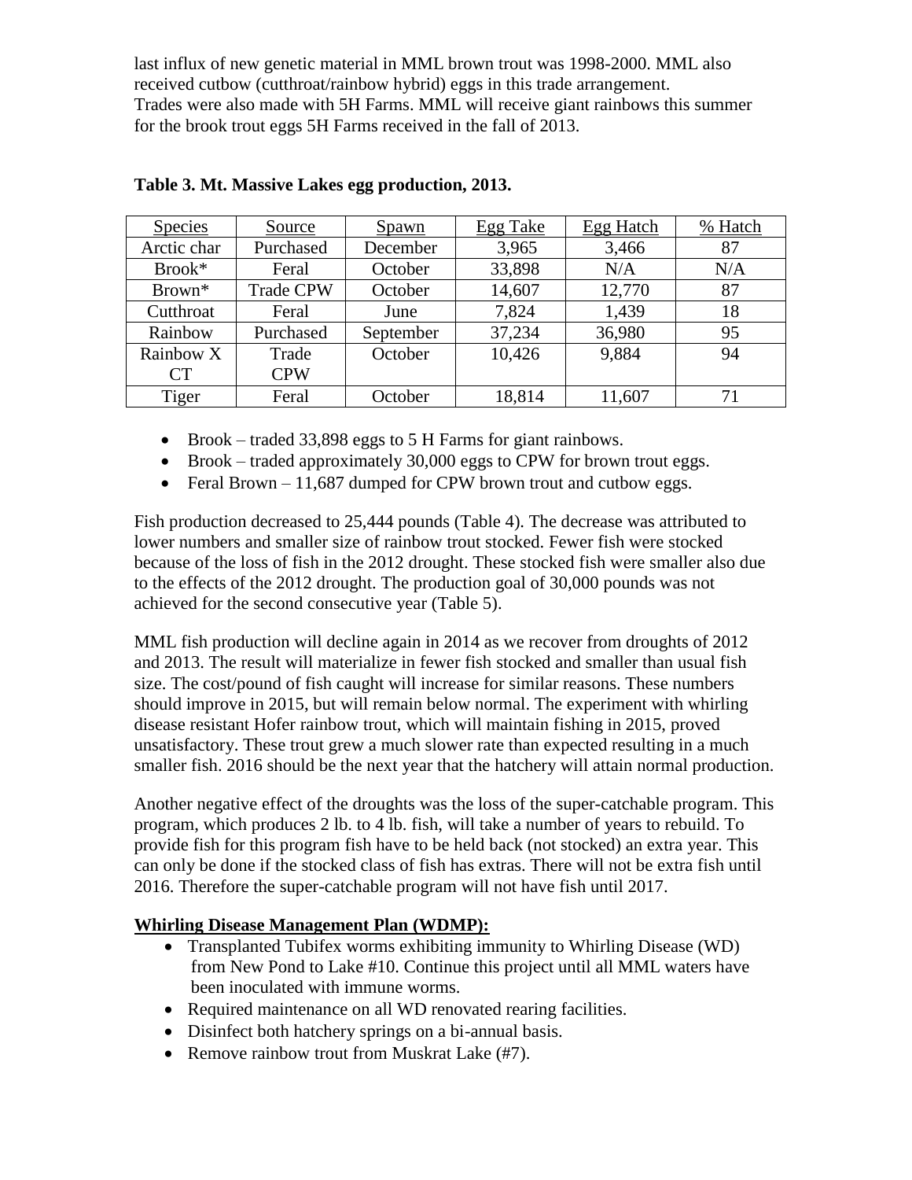last influx of new genetic material in MML brown trout was 1998-2000. MML also received cutbow (cutthroat/rainbow hybrid) eggs in this trade arrangement. Trades were also made with 5H Farms. MML will receive giant rainbows this summer for the brook trout eggs 5H Farms received in the fall of 2013.

**Table 3. Mt. Massive Lakes egg production, 2013.**

| Species | Source | Spawn | Egg Take | Egg Hatch | % Hatch |
|---|---|---|---|---|---|
| Arctic char | Purchased | December | 3,965 | 3,466 | 87 |
| Brook* | Feral | October | 33,898 | N/A | N/A |
| Brown* | Trade CPW | October | 14,607 | 12,770 | 87 |
| Cutthroat | Feral | June | 7,824 | 1,439 | 18 |
| Rainbow | Purchased | September | 37,234 | 36,980 | 95 |
| Rainbow X CT | Trade CPW | October | 10,426 | 9,884 | 94 |
| Tiger | Feral | October | 18,814 | 11,607 | 71 |

- Brook – traded 33,898 eggs to 5 H Farms for giant rainbows.
- Brook – traded approximately 30,000 eggs to CPW for brown trout eggs.
- Feral Brown – 11,687 dumped for CPW brown trout and cutbow eggs.

Fish production decreased to 25,444 pounds (Table 4). The decrease was attributed to lower numbers and smaller size of rainbow trout stocked. Fewer fish were stocked because of the loss of fish in the 2012 drought. These stocked fish were smaller also due to the effects of the 2012 drought. The production goal of 30,000 pounds was not achieved for the second consecutive year (Table 5).

MML fish production will decline again in 2014 as we recover from droughts of 2012 and 2013. The result will materialize in fewer fish stocked and smaller than usual fish size. The cost/pound of fish caught will increase for similar reasons. These numbers should improve in 2015, but will remain below normal. The experiment with whirling disease resistant Hofer rainbow trout, which will maintain fishing in 2015, proved unsatisfactory. These trout grew a much slower rate than expected resulting in a much smaller fish. 2016 should be the next year that the hatchery will attain normal production.

Another negative effect of the droughts was the loss of the super-catchable program. This program, which produces 2 lb. to 4 lb. fish, will take a number of years to rebuild. To provide fish for this program fish have to be held back (not stocked) an extra year. This can only be done if the stocked class of fish has extras. There will not be extra fish until 2016. Therefore the super-catchable program will not have fish until 2017.

**Whirling Disease Management Plan (WDMP):**

- Transplanted Tubifex worms exhibiting immunity to Whirling Disease (WD) from New Pond to Lake #10. Continue this project until all MML waters have been inoculated with immune worms.
- Required maintenance on all WD renovated rearing facilities.
- Disinfect both hatchery springs on a bi-annual basis.
- Remove rainbow trout from Muskrat Lake (#7).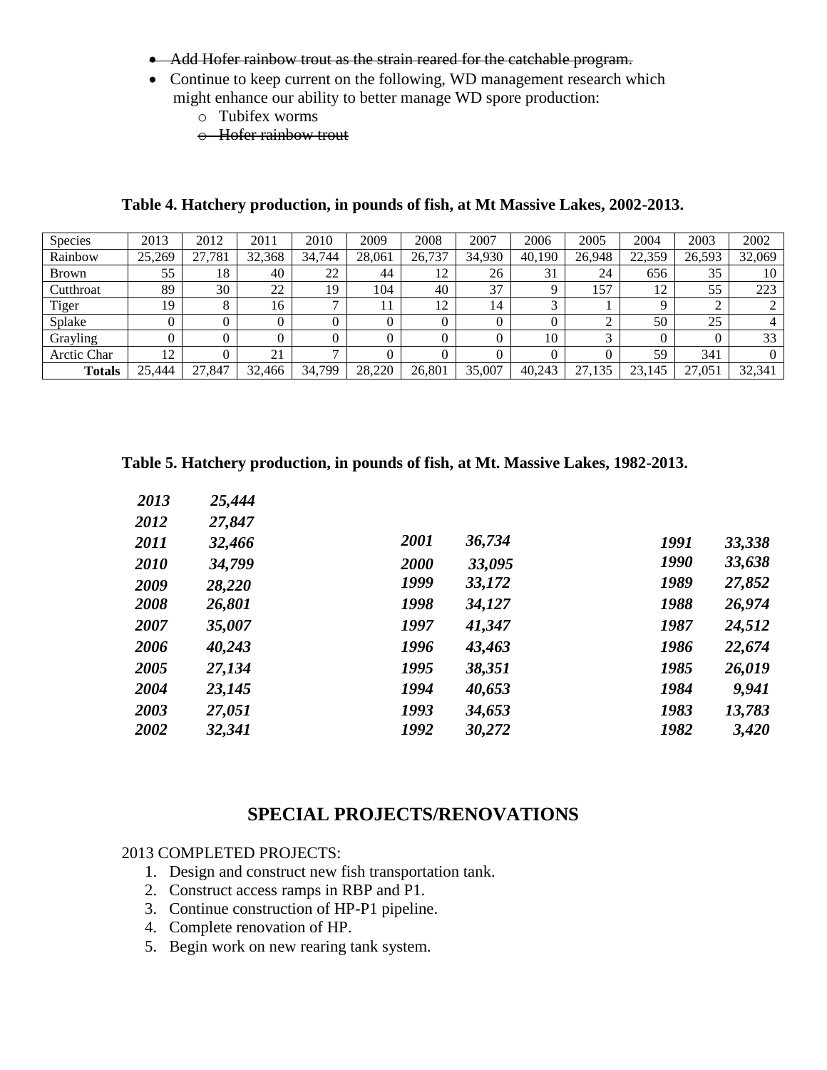- ~~Add Hofer rainbow trout as the strain reared for the catchable program.~~
- Continue to keep current on the following, WD management research which might enhance our ability to better manage WD spore production:
    - Tubifex worms
    - ~~Hofer rainbow trout~~

**Table 4. Hatchery production, in pounds of fish, at Mt Massive Lakes, 2002-2013.**

| Species | 2013 | 2012 | 2011 | 2010 | 2009 | 2008 | 2007 | 2006 | 2005 | 2004 | 2003 | 2002 |
|---|---|---|---|---|---|---|---|---|---|---|---|---|
| Rainbow | 25,269 | 27,781 | 32,368 | 34,744 | 28,061 | 26,737 | 34,930 | 40,190 | 26,948 | 22,359 | 26,593 | 32,069 |
| Brown | 55 | 18 | 40 | 22 | 44 | 12 | 26 | 31 | 24 | 656 | 35 | 10 |
| Cutthroat | 89 | 30 | 22 | 19 | 104 | 40 | 37 | 9 | 157 | 12 | 55 | 223 |
| Tiger | 19 | 8 | 16 | 7 | 11 | 12 | 14 | 3 | 1 | 9 | 2 | 2 |
| Splake | 0 | 0 | 0 | 0 | 0 | 0 | 0 | 0 | 2 | 50 | 25 | 4 |
| Grayling | 0 | 0 | 0 | 0 | 0 | 0 | 0 | 10 | 3 | 0 | 0 | 33 |
| Arctic Char | 12 | 0 | 21 | 7 | 0 | 0 | 0 | 0 | 0 | 59 | 341 | 0 |
| **Totals** | 25,444 | 27,847 | 32,466 | 34,799 | 28,220 | 26,801 | 35,007 | 40,243 | 27,135 | 23,145 | 27,051 | 32,341 |

**Table 5. Hatchery production, in pounds of fish, at Mt. Massive Lakes, 1982-2013.**

| Year | Pounds | Year | Pounds | Year | Pounds |
|---|---|---|---|---|---|
| *2013* | *25,444* | | | | |
| *2012* | *27,847* | | | | |
| *2011* | *32,466* | *2001* | *36,734* | *1991* | *33,338* |
| *2010* | *34,799* | *2000* | *33,095* | *1990* | *33,638* |
| *2009* | *28,220* | *1999* | *33,172* | *1989* | *27,852* |
| *2008* | *26,801* | *1998* | *34,127* | *1988* | *26,974* |
| *2007* | *35,007* | *1997* | *41,347* | *1987* | *24,512* |
| *2006* | *40,243* | *1996* | *43,463* | *1986* | *22,674* |
| *2005* | *27,134* | *1995* | *38,351* | *1985* | *26,019* |
| *2004* | *23,145* | *1994* | *40,653* | *1984* | *9,941* |
| *2003* | *27,051* | *1993* | *34,653* | *1983* | *13,783* |
| *2002* | *32,341* | *1992* | *30,272* | *1982* | *3,420* |

## SPECIAL PROJECTS/RENOVATIONS

2013 COMPLETED PROJECTS:

1. Design and construct new fish transportation tank.
2. Construct access ramps in RBP and P1.
3. Continue construction of HP-P1 pipeline.
4. Complete renovation of HP.
5. Begin work on new rearing tank system.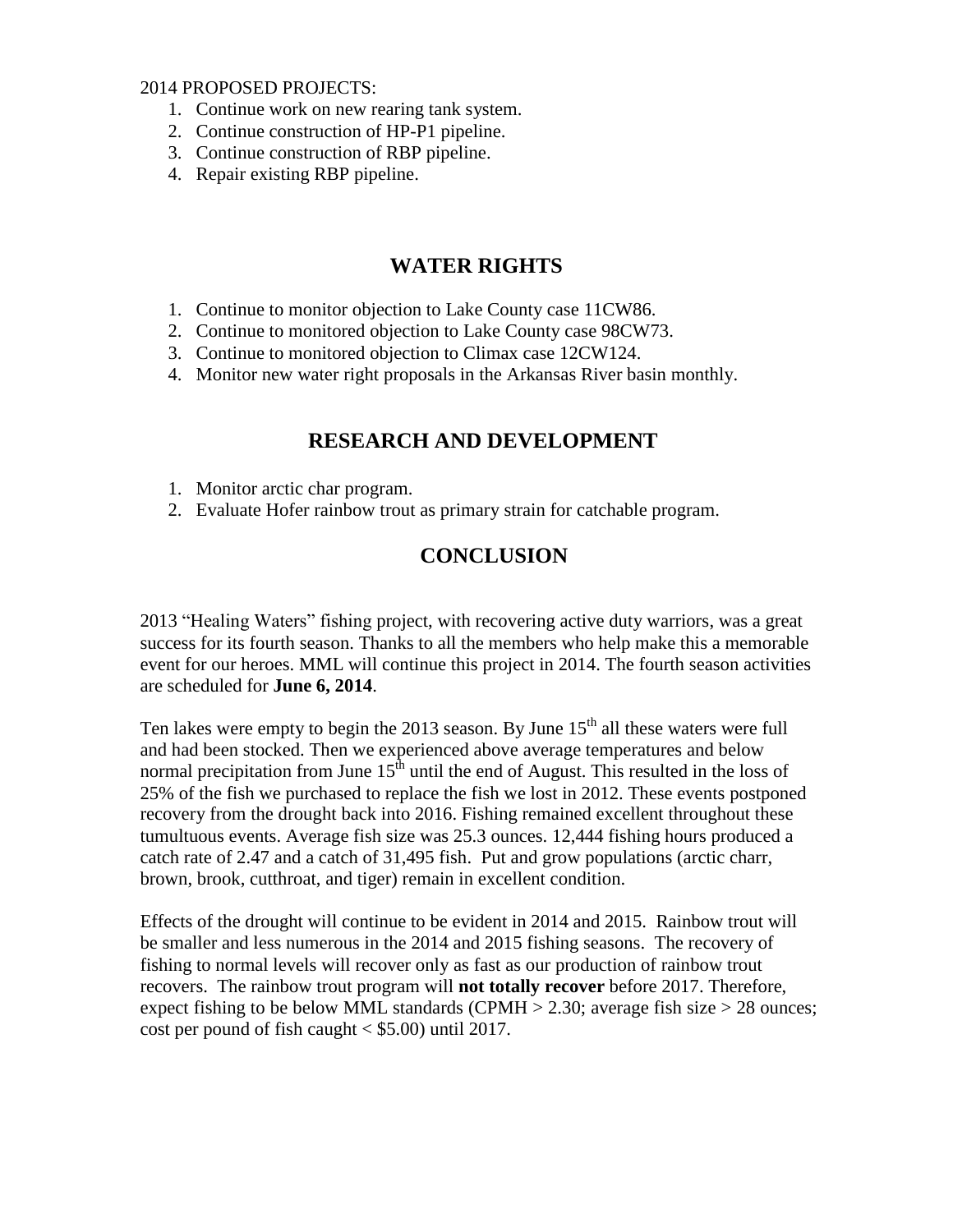2014 PROPOSED PROJECTS:

1. Continue work on new rearing tank system.
2. Continue construction of HP-P1 pipeline.
3. Continue construction of RBP pipeline.
4. Repair existing RBP pipeline.

## WATER RIGHTS

1. Continue to monitor objection to Lake County case 11CW86.
2. Continue to monitored objection to Lake County case 98CW73.
3. Continue to monitored objection to Climax case 12CW124.
4. Monitor new water right proposals in the Arkansas River basin monthly.

## RESEARCH AND DEVELOPMENT

1. Monitor arctic char program.
2. Evaluate Hofer rainbow trout as primary strain for catchable program.

## CONCLUSION

2013 "Healing Waters" fishing project, with recovering active duty warriors, was a great success for its fourth season. Thanks to all the members who help make this a memorable event for our heroes. MML will continue this project in 2014. The fourth season activities are scheduled for **June 6, 2014**.

Ten lakes were empty to begin the 2013 season. By June 15th all these waters were full and had been stocked. Then we experienced above average temperatures and below normal precipitation from June 15th until the end of August. This resulted in the loss of 25% of the fish we purchased to replace the fish we lost in 2012. These events postponed recovery from the drought back into 2016. Fishing remained excellent throughout these tumultuous events. Average fish size was 25.3 ounces. 12,444 fishing hours produced a catch rate of 2.47 and a catch of 31,495 fish. Put and grow populations (arctic charr, brown, brook, cutthroat, and tiger) remain in excellent condition.

Effects of the drought will continue to be evident in 2014 and 2015. Rainbow trout will be smaller and less numerous in the 2014 and 2015 fishing seasons. The recovery of fishing to normal levels will recover only as fast as our production of rainbow trout recovers. The rainbow trout program will **not totally recover** before 2017. Therefore, expect fishing to be below MML standards (CPMH > 2.30; average fish size > 28 ounces; cost per pound of fish caught < $5.00) until 2017.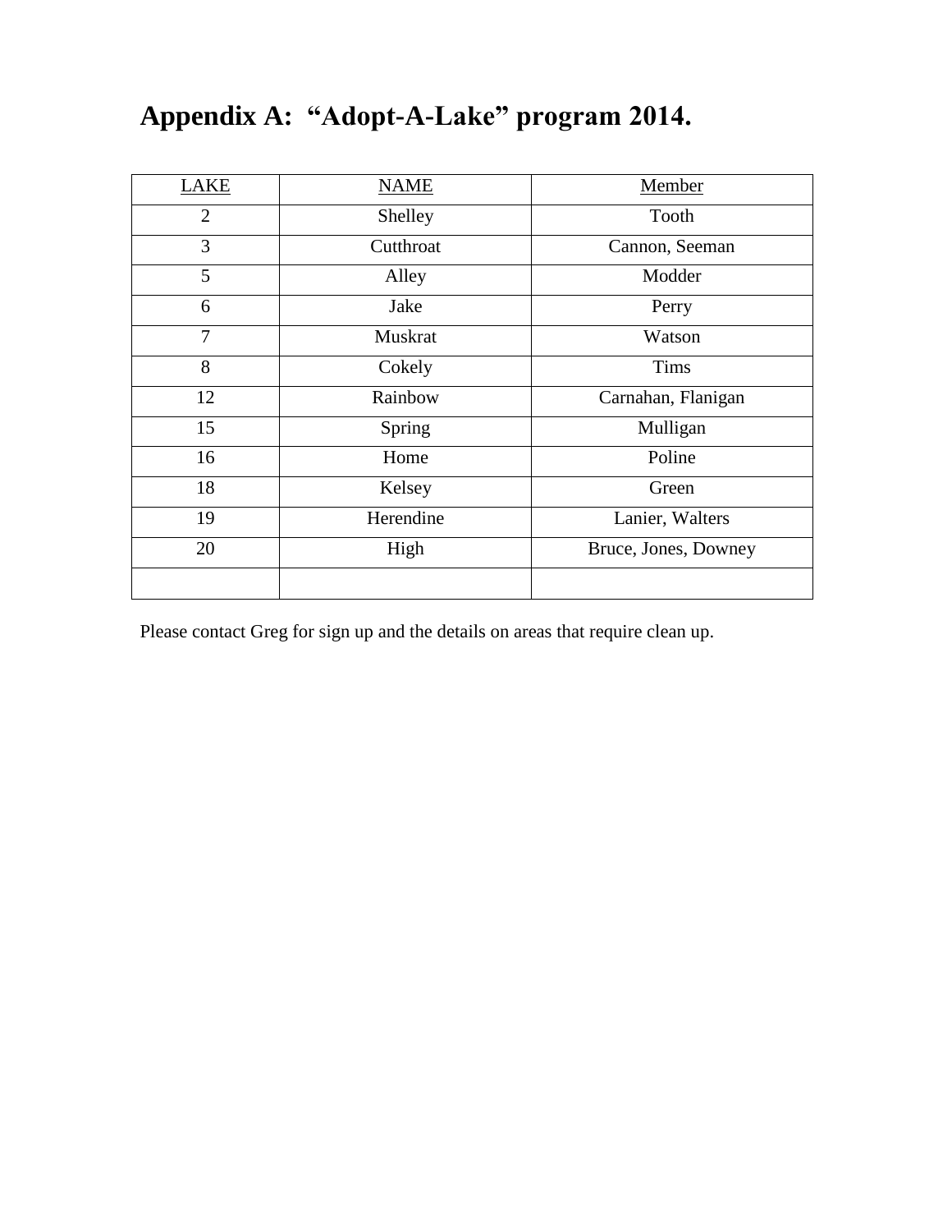# Appendix A: "Adopt-A-Lake" program 2014.

| LAKE | NAME | Member |
|---|---|---|
| 2 | Shelley | Tooth |
| 3 | Cutthroat | Cannon, Seeman |
| 5 | Alley | Modder |
| 6 | Jake | Perry |
| 7 | Muskrat | Watson |
| 8 | Cokely | Tims |
| 12 | Rainbow | Carnahan, Flanigan |
| 15 | Spring | Mulligan |
| 16 | Home | Poline |
| 18 | Kelsey | Green |
| 19 | Herendine | Lanier, Walters |
| 20 | High | Bruce, Jones, Downey |
| | | |

Please contact Greg for sign up and the details on areas that require clean up.